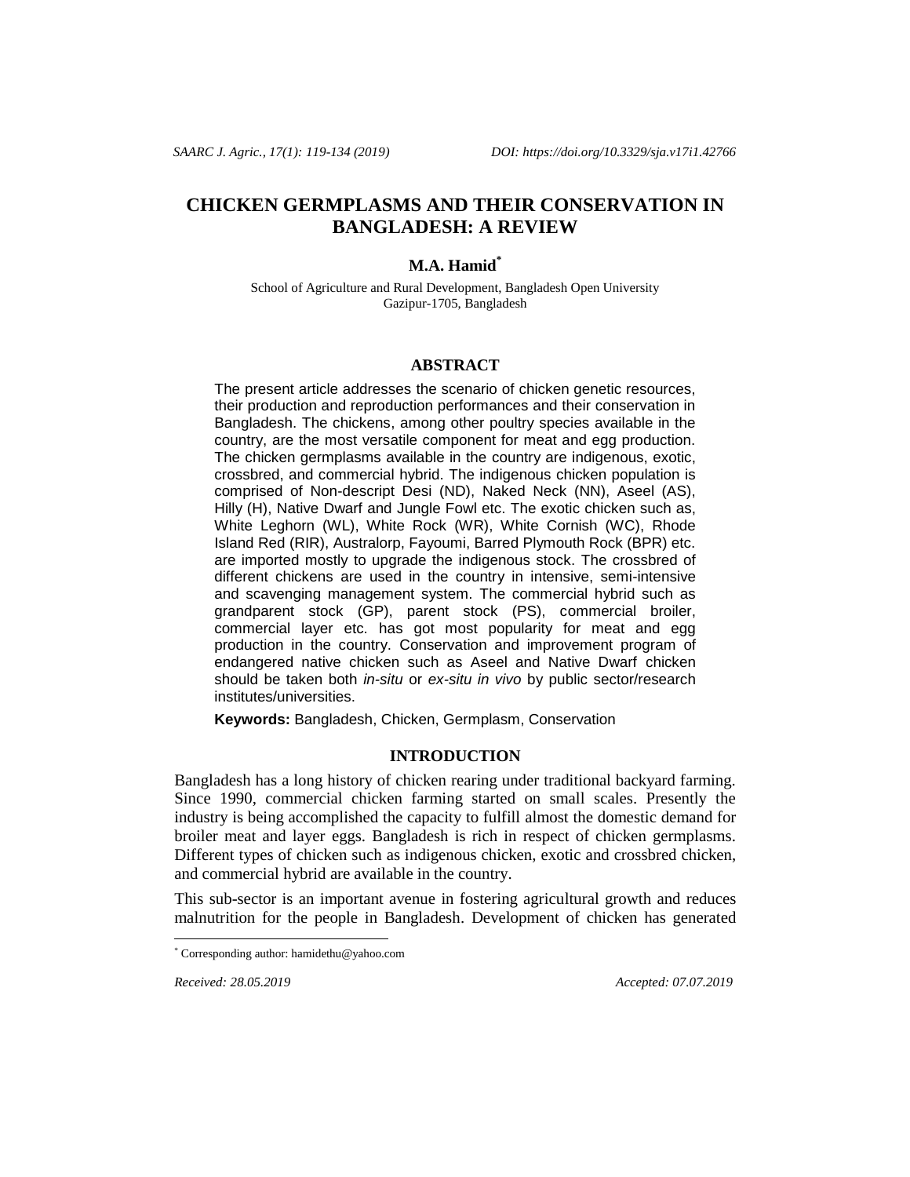# CHICKEN GERMPLASMS AND THEIR CONSERVATION IN BANGLADESH: A REVIEW

**M.A. Hamid***

School of Agriculture and Rural Development, Bangladesh Open University
Gazipur-1705, Bangladesh

## ABSTRACT

The present article addresses the scenario of chicken genetic resources, their production and reproduction performances and their conservation in Bangladesh. The chickens, among other poultry species available in the country, are the most versatile component for meat and egg production. The chicken germplasms available in the country are indigenous, exotic, crossbred, and commercial hybrid. The indigenous chicken population is comprised of Non-descript Desi (ND), Naked Neck (NN), Aseel (AS), Hilly (H), Native Dwarf and Jungle Fowl etc. The exotic chicken such as, White Leghorn (WL), White Rock (WR), White Cornish (WC), Rhode Island Red (RIR), Australorp, Fayoumi, Barred Plymouth Rock (BPR) etc. are imported mostly to upgrade the indigenous stock. The crossbred of different chickens are used in the country in intensive, semi-intensive and scavenging management system. The commercial hybrid such as grandparent stock (GP), parent stock (PS), commercial broiler, commercial layer etc. has got most popularity for meat and egg production in the country. Conservation and improvement program of endangered native chicken such as Aseel and Native Dwarf chicken should be taken both *in-situ* or *ex-situ in vivo* by public sector/research institutes/universities.

**Keywords:** Bangladesh, Chicken, Germplasm, Conservation

## INTRODUCTION

Bangladesh has a long history of chicken rearing under traditional backyard farming. Since 1990, commercial chicken farming started on small scales. Presently the industry is being accomplished the capacity to fulfill almost the domestic demand for broiler meat and layer eggs. Bangladesh is rich in respect of chicken germplasms. Different types of chicken such as indigenous chicken, exotic and crossbred chicken, and commercial hybrid are available in the country.

This sub-sector is an important avenue in fostering agricultural growth and reduces malnutrition for the people in Bangladesh. Development of chicken has generated

* Corresponding author: hamidethu@yahoo.com

*Received: 28.05.2019* *Accepted: 07.07.2019*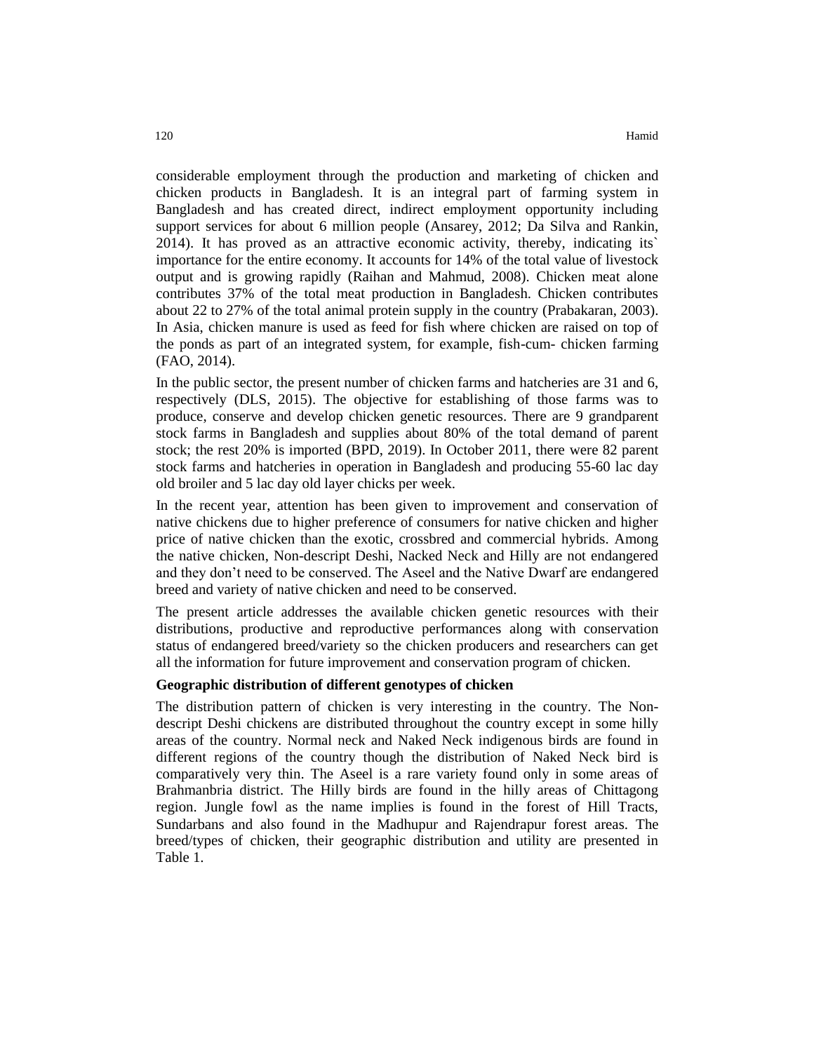considerable employment through the production and marketing of chicken and chicken products in Bangladesh. It is an integral part of farming system in Bangladesh and has created direct, indirect employment opportunity including support services for about 6 million people (Ansarey, 2012; Da Silva and Rankin, 2014). It has proved as an attractive economic activity, thereby, indicating its` importance for the entire economy. It accounts for 14% of the total value of livestock output and is growing rapidly (Raihan and Mahmud, 2008). Chicken meat alone contributes 37% of the total meat production in Bangladesh. Chicken contributes about 22 to 27% of the total animal protein supply in the country (Prabakaran, 2003). In Asia, chicken manure is used as feed for fish where chicken are raised on top of the ponds as part of an integrated system, for example, fish-cum- chicken farming (FAO, 2014).

In the public sector, the present number of chicken farms and hatcheries are 31 and 6, respectively (DLS, 2015). The objective for establishing of those farms was to produce, conserve and develop chicken genetic resources. There are 9 grandparent stock farms in Bangladesh and supplies about 80% of the total demand of parent stock; the rest 20% is imported (BPD, 2019). In October 2011, there were 82 parent stock farms and hatcheries in operation in Bangladesh and producing 55-60 lac day old broiler and 5 lac day old layer chicks per week.

In the recent year, attention has been given to improvement and conservation of native chickens due to higher preference of consumers for native chicken and higher price of native chicken than the exotic, crossbred and commercial hybrids. Among the native chicken, Non-descript Deshi, Nacked Neck and Hilly are not endangered and they don't need to be conserved. The Aseel and the Native Dwarf are endangered breed and variety of native chicken and need to be conserved.

The present article addresses the available chicken genetic resources with their distributions, productive and reproductive performances along with conservation status of endangered breed/variety so the chicken producers and researchers can get all the information for future improvement and conservation program of chicken.

**Geographic distribution of different genotypes of chicken**

The distribution pattern of chicken is very interesting in the country. The Non-descript Deshi chickens are distributed throughout the country except in some hilly areas of the country. Normal neck and Naked Neck indigenous birds are found in different regions of the country though the distribution of Naked Neck bird is comparatively very thin. The Aseel is a rare variety found only in some areas of Brahmanbria district. The Hilly birds are found in the hilly areas of Chittagong region. Jungle fowl as the name implies is found in the forest of Hill Tracts, Sundarbans and also found in the Madhupur and Rajendrapur forest areas. The breed/types of chicken, their geographic distribution and utility are presented in Table 1.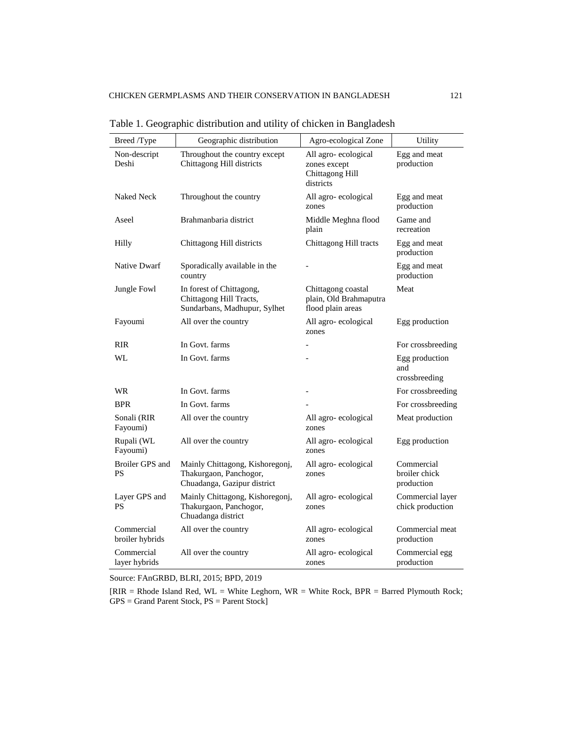Table 1. Geographic distribution and utility of chicken in Bangladesh

| Breed /Type | Geographic distribution | Agro-ecological Zone | Utility |
|---|---|---|---|
| Non-descript Deshi | Throughout the country except Chittagong Hill districts | All agro- ecological zones except Chittagong Hill districts | Egg and meat production |
| Naked Neck | Throughout the country | All agro- ecological zones | Egg and meat production |
| Aseel | Brahmanbaria district | Middle Meghna flood plain | Game and recreation |
| Hilly | Chittagong Hill districts | Chittagong Hill tracts | Egg and meat production |
| Native Dwarf | Sporadically available in the country | - | Egg and meat production |
| Jungle Fowl | In forest of Chittagong, Chittagong Hill Tracts, Sundarbans, Madhupur, Sylhet | Chittagong coastal plain, Old Brahmaputra flood plain areas | Meat |
| Fayoumi | All over the country | All agro- ecological zones | Egg production |
| RIR | In Govt. farms | - | For crossbreeding |
| WL | In Govt. farms | - | Egg production and crossbreeding |
| WR | In Govt. farms | - | For crossbreeding |
| BPR | In Govt. farms | - | For crossbreeding |
| Sonali (RIR Fayoumi) | All over the country | All agro- ecological zones | Meat production |
| Rupali (WL Fayoumi) | All over the country | All agro- ecological zones | Egg production |
| Broiler GPS and PS | Mainly Chittagong, Kishoregonj, Thakurgaon, Panchogor, Chuadanga, Gazipur district | All agro- ecological zones | Commercial broiler chick production |
| Layer GPS and PS | Mainly Chittagong, Kishoregonj, Thakurgaon, Panchogor, Chuadanga district | All agro- ecological zones | Commercial layer chick production |
| Commercial broiler hybrids | All over the country | All agro- ecological zones | Commercial meat production |
| Commercial layer hybrids | All over the country | All agro- ecological zones | Commercial egg production |

Source: FAnGRBD, BLRI, 2015; BPD, 2019

[RIR = Rhode Island Red, WL = White Leghorn, WR = White Rock, BPR = Barred Plymouth Rock; GPS = Grand Parent Stock, PS = Parent Stock]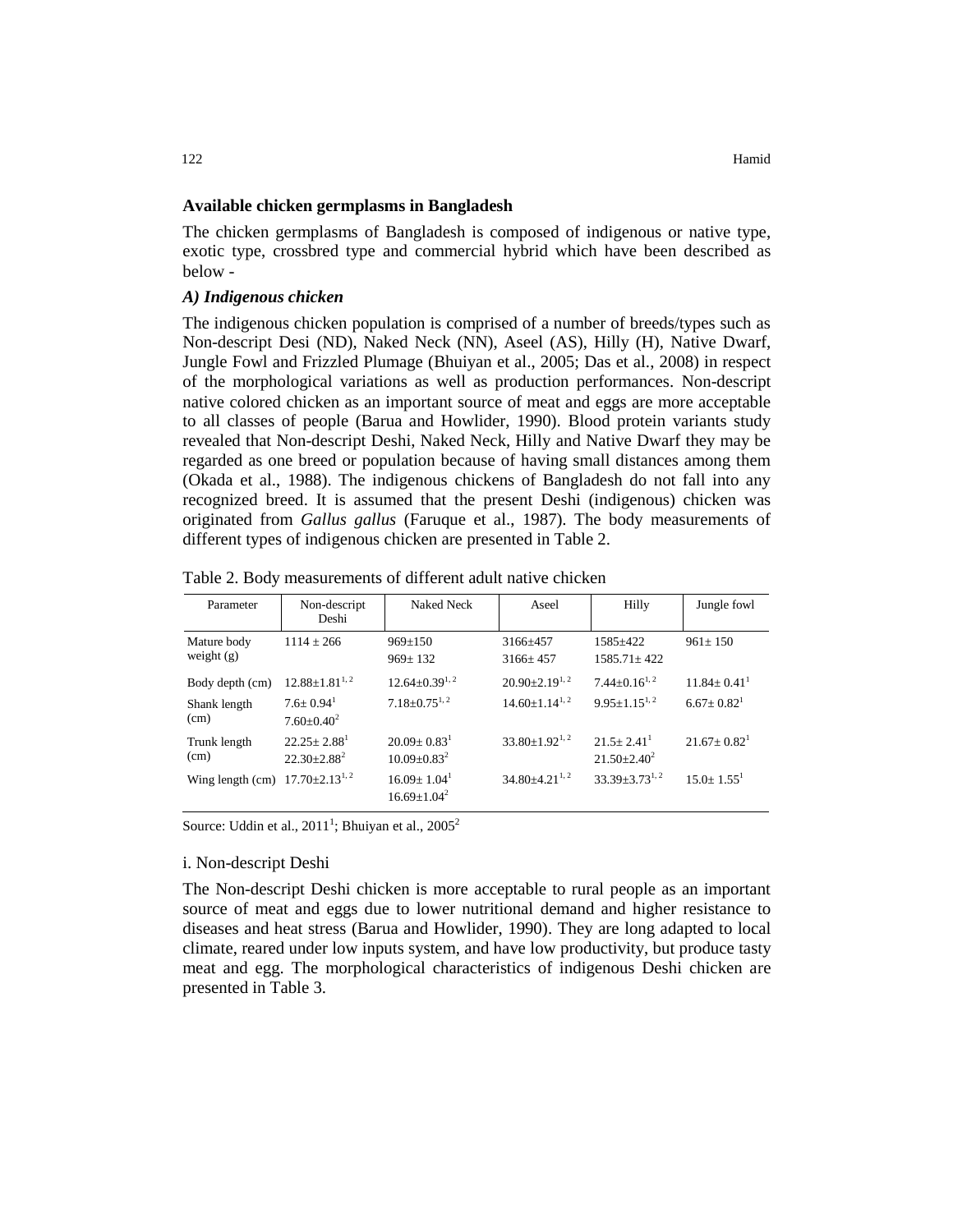## Available chicken germplasms in Bangladesh

The chicken germplasms of Bangladesh is composed of indigenous or native type, exotic type, crossbred type and commercial hybrid which have been described as below -

### *A) Indigenous chicken*

The indigenous chicken population is comprised of a number of breeds/types such as Non-descript Desi (ND), Naked Neck (NN), Aseel (AS), Hilly (H), Native Dwarf, Jungle Fowl and Frizzled Plumage (Bhuiyan et al., 2005; Das et al., 2008) in respect of the morphological variations as well as production performances. Non-descript native colored chicken as an important source of meat and eggs are more acceptable to all classes of people (Barua and Howlider, 1990). Blood protein variants study revealed that Non-descript Deshi, Naked Neck, Hilly and Native Dwarf they may be regarded as one breed or population because of having small distances among them (Okada et al., 1988). The indigenous chickens of Bangladesh do not fall into any recognized breed. It is assumed that the present Deshi (indigenous) chicken was originated from *Gallus gallus* (Faruque et al., 1987). The body measurements of different types of indigenous chicken are presented in Table 2.

Table 2. Body measurements of different adult native chicken

| Parameter | Non-descript Deshi | Naked Neck | Aseel | Hilly | Jungle fowl |
|---|---|---|---|---|---|
| Mature body weight (g) | 1114 ± 266 | 969±150<br>969± 132 | 3166±457<br>3166± 457 | 1585±422<br>1585.71± 422 | 961± 150 |
| Body depth (cm) | 12.88±1.81[1, 2] | 12.64±0.39[1, 2] | 20.90±2.19[1, 2] | 7.44±0.16[1, 2] | 11.84± 0.41[1] |
| Shank length (cm) | 7.6± 0.94[1]<br>7.60±0.40[2] | 7.18±0.75[1, 2] | 14.60±1.14[1, 2] | 9.95±1.15[1, 2] | 6.67± 0.82[1] |
| Trunk length (cm) | 22.25± 2.88[1]<br>22.30±2.88[2] | 20.09± 0.83[1]<br>10.09±0.83[2] | 33.80±1.92[1, 2] | 21.5± 2.41[1]<br>21.50±2.40[2] | 21.67± 0.82[1] |
| Wing length (cm) | 17.70±2.13[1, 2] | 16.09± 1.04[1]<br>16.69±1.04[2] | 34.80±4.21[1, 2] | 33.39±3.73[1, 2] | 15.0± 1.55[1] |

Source: Uddin et al., 2011[1]; Bhuiyan et al., 2005[2]

i. Non-descript Deshi

The Non-descript Deshi chicken is more acceptable to rural people as an important source of meat and eggs due to lower nutritional demand and higher resistance to diseases and heat stress (Barua and Howlider, 1990). They are long adapted to local climate, reared under low inputs system, and have low productivity, but produce tasty meat and egg. The morphological characteristics of indigenous Deshi chicken are presented in Table 3.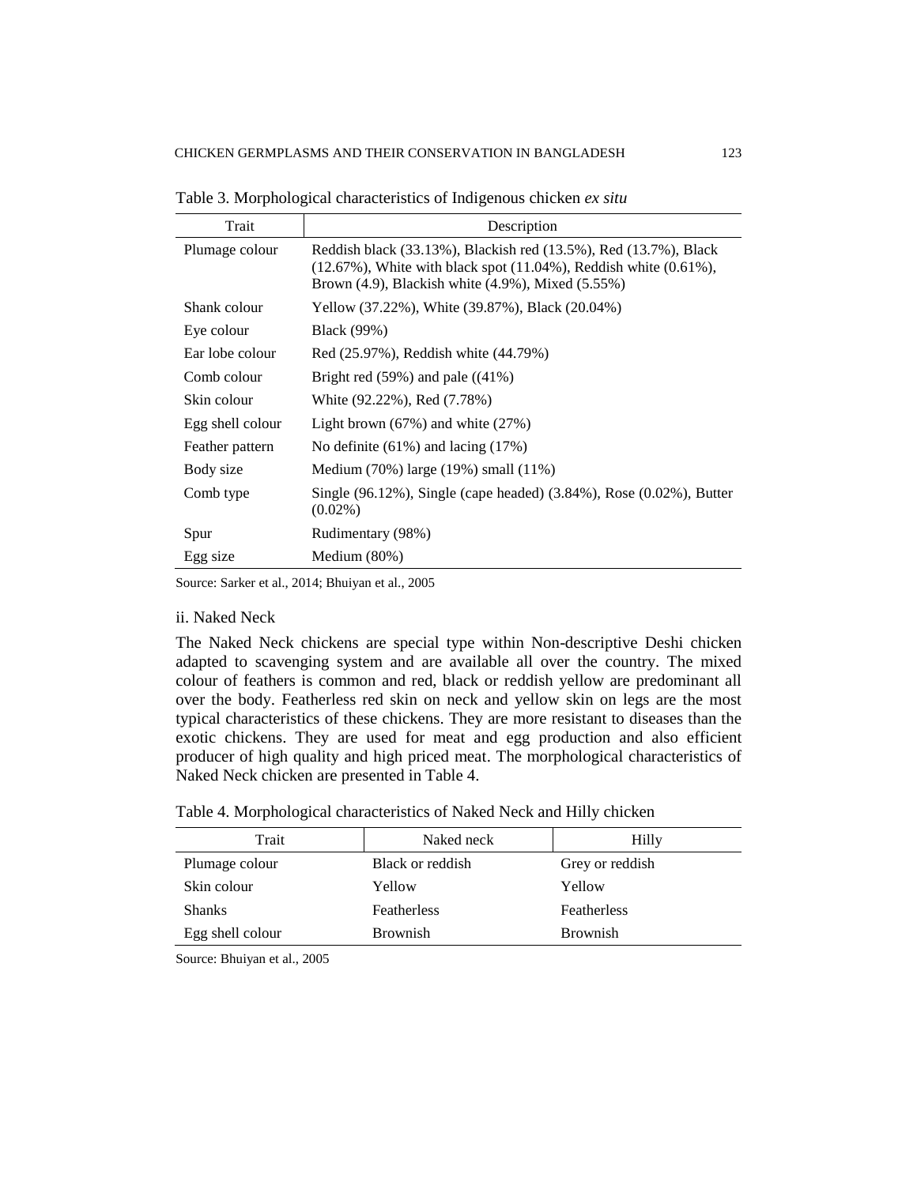Table 3. Morphological characteristics of Indigenous chicken *ex situ*

| Trait | Description |
|---|---|
| Plumage colour | Reddish black (33.13%), Blackish red (13.5%), Red (13.7%), Black (12.67%), White with black spot (11.04%), Reddish white (0.61%), Brown (4.9), Blackish white (4.9%), Mixed (5.55%) |
| Shank colour | Yellow (37.22%), White (39.87%), Black (20.04%) |
| Eye colour | Black (99%) |
| Ear lobe colour | Red (25.97%), Reddish white (44.79%) |
| Comb colour | Bright red (59%) and pale ((41%) |
| Skin colour | White (92.22%), Red (7.78%) |
| Egg shell colour | Light brown (67%) and white (27%) |
| Feather pattern | No definite (61%) and lacing (17%) |
| Body size | Medium (70%) large (19%) small (11%) |
| Comb type | Single (96.12%), Single (cape headed) (3.84%), Rose (0.02%), Butter (0.02%) |
| Spur | Rudimentary (98%) |
| Egg size | Medium (80%) |

Source: Sarker et al., 2014; Bhuiyan et al., 2005

ii. Naked Neck

The Naked Neck chickens are special type within Non-descriptive Deshi chicken adapted to scavenging system and are available all over the country. The mixed colour of feathers is common and red, black or reddish yellow are predominant all over the body. Featherless red skin on neck and yellow skin on legs are the most typical characteristics of these chickens. They are more resistant to diseases than the exotic chickens. They are used for meat and egg production and also efficient producer of high quality and high priced meat. The morphological characteristics of Naked Neck chicken are presented in Table 4.

Table 4. Morphological characteristics of Naked Neck and Hilly chicken

| Trait | Naked neck | Hilly |
|---|---|---|
| Plumage colour | Black or reddish | Grey or reddish |
| Skin colour | Yellow | Yellow |
| Shanks | Featherless | Featherless |
| Egg shell colour | Brownish | Brownish |

Source: Bhuiyan et al., 2005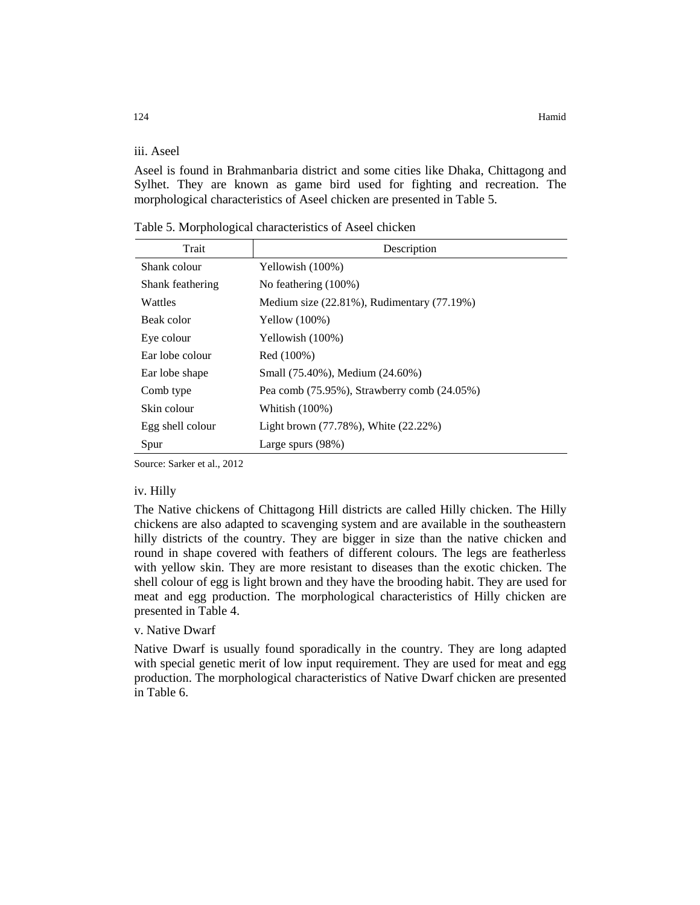iii. Aseel

Aseel is found in Brahmanbaria district and some cities like Dhaka, Chittagong and Sylhet. They are known as game bird used for fighting and recreation. The morphological characteristics of Aseel chicken are presented in Table 5.

Table 5. Morphological characteristics of Aseel chicken

| Trait | Description |
|---|---|
| Shank colour | Yellowish (100%) |
| Shank feathering | No feathering (100%) |
| Wattles | Medium size (22.81%), Rudimentary (77.19%) |
| Beak color | Yellow (100%) |
| Eye colour | Yellowish (100%) |
| Ear lobe colour | Red (100%) |
| Ear lobe shape | Small (75.40%), Medium (24.60%) |
| Comb type | Pea comb (75.95%), Strawberry comb (24.05%) |
| Skin colour | Whitish (100%) |
| Egg shell colour | Light brown (77.78%), White (22.22%) |
| Spur | Large spurs (98%) |

Source: Sarker et al., 2012

iv. Hilly

The Native chickens of Chittagong Hill districts are called Hilly chicken. The Hilly chickens are also adapted to scavenging system and are available in the southeastern hilly districts of the country. They are bigger in size than the native chicken and round in shape covered with feathers of different colours. The legs are featherless with yellow skin. They are more resistant to diseases than the exotic chicken. The shell colour of egg is light brown and they have the brooding habit. They are used for meat and egg production. The morphological characteristics of Hilly chicken are presented in Table 4.

v. Native Dwarf

Native Dwarf is usually found sporadically in the country. They are long adapted with special genetic merit of low input requirement. They are used for meat and egg production. The morphological characteristics of Native Dwarf chicken are presented in Table 6.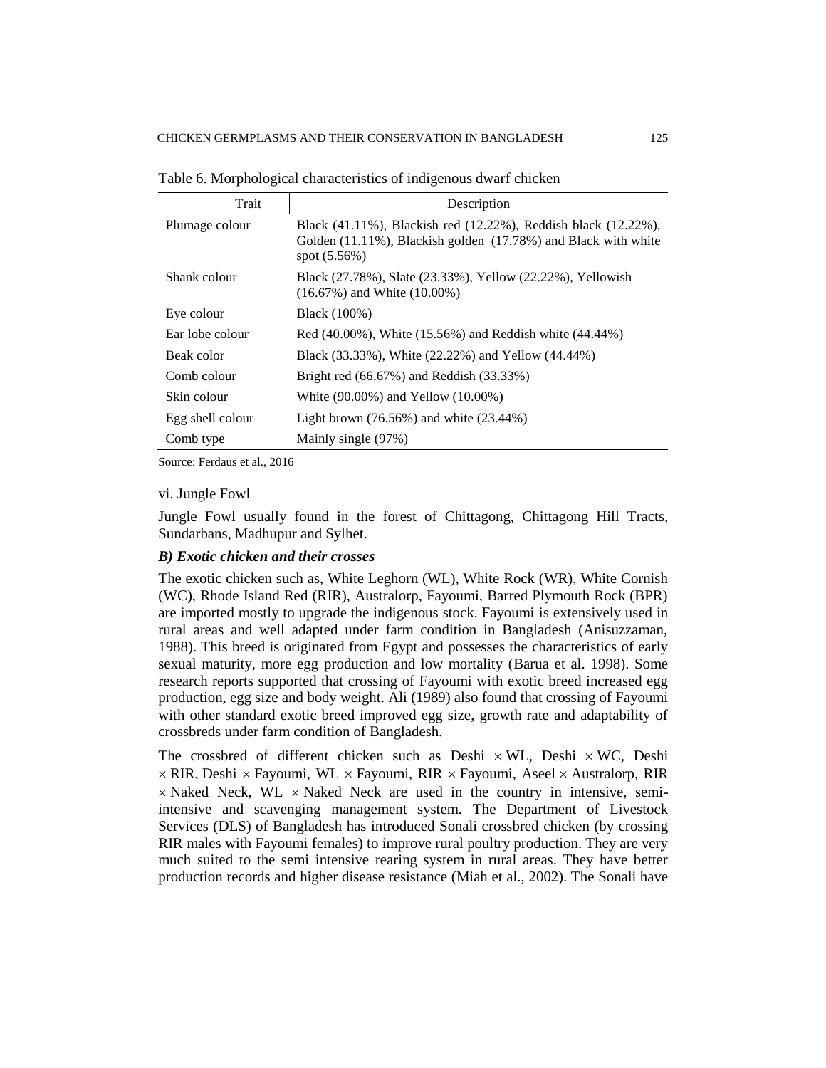Table 6. Morphological characteristics of indigenous dwarf chicken

| Trait | Description |
|---|---|
| Plumage colour | Black (41.11%), Blackish red (12.22%), Reddish black (12.22%), Golden (11.11%), Blackish golden (17.78%) and Black with white spot (5.56%) |
| Shank colour | Black (27.78%), Slate (23.33%), Yellow (22.22%), Yellowish (16.67%) and White (10.00%) |
| Eye colour | Black (100%) |
| Ear lobe colour | Red (40.00%), White (15.56%) and Reddish white (44.44%) |
| Beak color | Black (33.33%), White (22.22%) and Yellow (44.44%) |
| Comb colour | Bright red (66.67%) and Reddish (33.33%) |
| Skin colour | White (90.00%) and Yellow (10.00%) |
| Egg shell colour | Light brown (76.56%) and white (23.44%) |
| Comb type | Mainly single (97%) |

Source: Ferdaus et al., 2016

vi. Jungle Fowl

Jungle Fowl usually found in the forest of Chittagong, Chittagong Hill Tracts, Sundarbans, Madhupur and Sylhet.

***B) Exotic chicken and their crosses***

The exotic chicken such as, White Leghorn (WL), White Rock (WR), White Cornish (WC), Rhode Island Red (RIR), Australorp, Fayoumi, Barred Plymouth Rock (BPR) are imported mostly to upgrade the indigenous stock. Fayoumi is extensively used in rural areas and well adapted under farm condition in Bangladesh (Anisuzzaman, 1988). This breed is originated from Egypt and possesses the characteristics of early sexual maturity, more egg production and low mortality (Barua et al. 1998). Some research reports supported that crossing of Fayoumi with exotic breed increased egg production, egg size and body weight. Ali (1989) also found that crossing of Fayoumi with other standard exotic breed improved egg size, growth rate and adaptability of crossbreds under farm condition of Bangladesh.

The crossbred of different chicken such as Deshi × WL, Deshi × WC, Deshi × RIR, Deshi × Fayoumi, WL × Fayoumi, RIR × Fayoumi, Aseel × Australorp, RIR × Naked Neck, WL × Naked Neck are used in the country in intensive, semi-intensive and scavenging management system. The Department of Livestock Services (DLS) of Bangladesh has introduced Sonali crossbred chicken (by crossing RIR males with Fayoumi females) to improve rural poultry production. They are very much suited to the semi intensive rearing system in rural areas. They have better production records and higher disease resistance (Miah et al., 2002). The Sonali have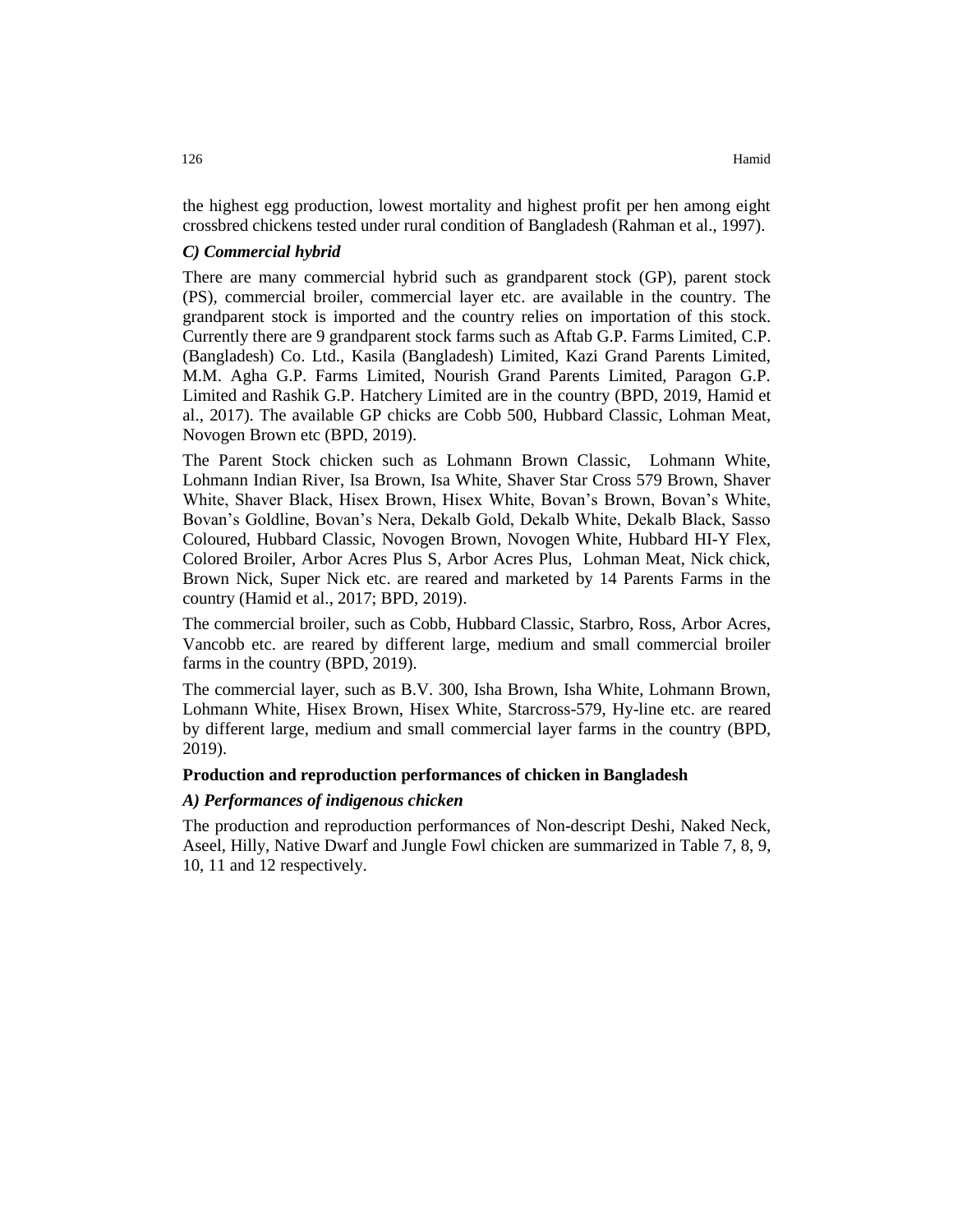the highest egg production, lowest mortality and highest profit per hen among eight crossbred chickens tested under rural condition of Bangladesh (Rahman et al., 1997).

### *C) Commercial hybrid*

There are many commercial hybrid such as grandparent stock (GP), parent stock (PS), commercial broiler, commercial layer etc. are available in the country. The grandparent stock is imported and the country relies on importation of this stock. Currently there are 9 grandparent stock farms such as Aftab G.P. Farms Limited, C.P. (Bangladesh) Co. Ltd., Kasila (Bangladesh) Limited, Kazi Grand Parents Limited, M.M. Agha G.P. Farms Limited, Nourish Grand Parents Limited, Paragon G.P. Limited and Rashik G.P. Hatchery Limited are in the country (BPD, 2019, Hamid et al., 2017). The available GP chicks are Cobb 500, Hubbard Classic, Lohman Meat, Novogen Brown etc (BPD, 2019).

The Parent Stock chicken such as Lohmann Brown Classic, Lohmann White, Lohmann Indian River, Isa Brown, Isa White, Shaver Star Cross 579 Brown, Shaver White, Shaver Black, Hisex Brown, Hisex White, Bovan's Brown, Bovan's White, Bovan's Goldline, Bovan's Nera, Dekalb Gold, Dekalb White, Dekalb Black, Sasso Coloured, Hubbard Classic, Novogen Brown, Novogen White, Hubbard HI-Y Flex, Colored Broiler, Arbor Acres Plus S, Arbor Acres Plus, Lohman Meat, Nick chick, Brown Nick, Super Nick etc. are reared and marketed by 14 Parents Farms in the country (Hamid et al., 2017; BPD, 2019).

The commercial broiler, such as Cobb, Hubbard Classic, Starbro, Ross, Arbor Acres, Vancobb etc. are reared by different large, medium and small commercial broiler farms in the country (BPD, 2019).

The commercial layer, such as B.V. 300, Isha Brown, Isha White, Lohmann Brown, Lohmann White, Hisex Brown, Hisex White, Starcross-579, Hy-line etc. are reared by different large, medium and small commercial layer farms in the country (BPD, 2019).

## **Production and reproduction performances of chicken in Bangladesh**

### *A) Performances of indigenous chicken*

The production and reproduction performances of Non-descript Deshi, Naked Neck, Aseel, Hilly, Native Dwarf and Jungle Fowl chicken are summarized in Table 7, 8, 9, 10, 11 and 12 respectively.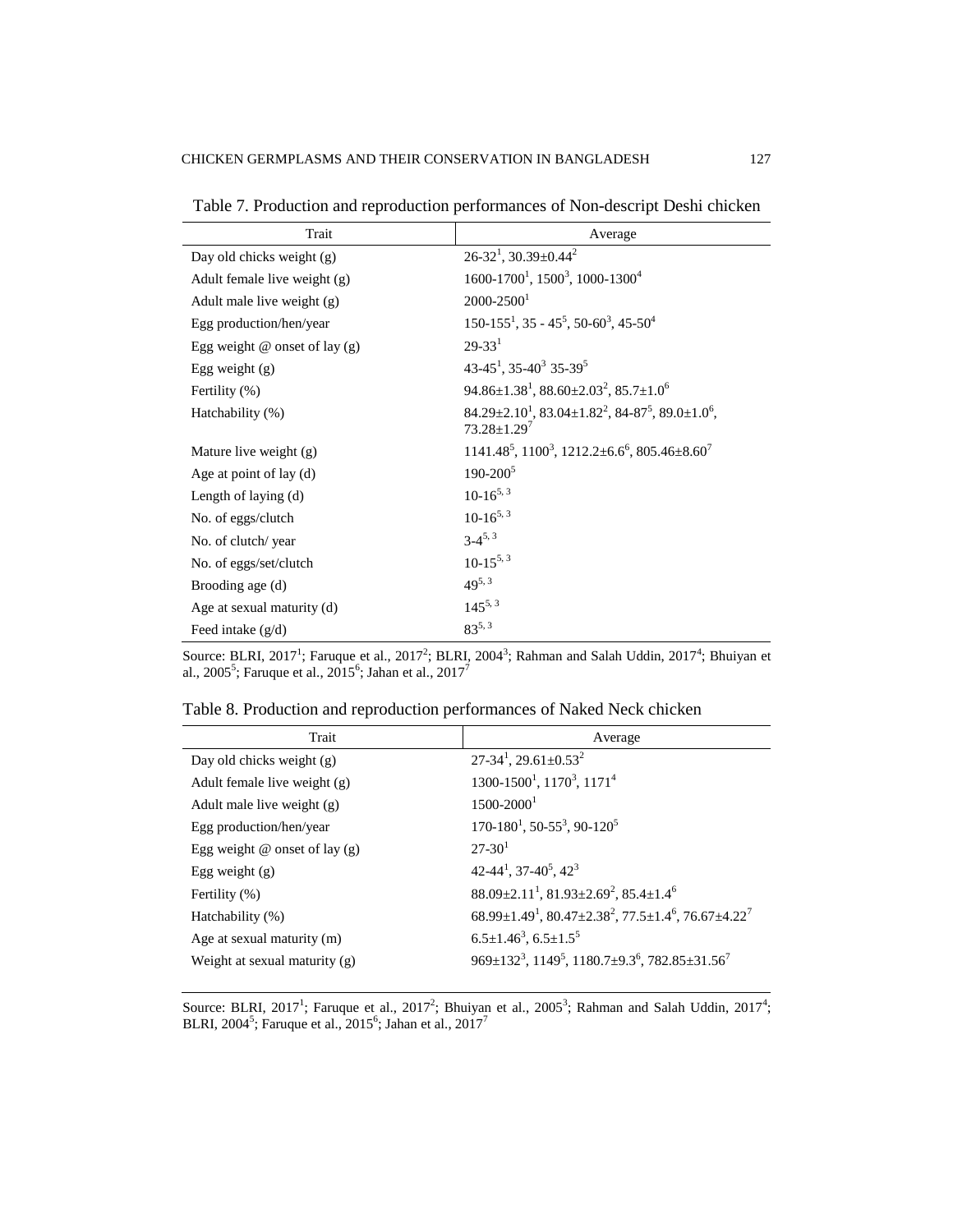Table 7. Production and reproduction performances of Non-descript Deshi chicken

| Trait | Average |
|---|---|
| Day old chicks weight (g) | 26-32[1], 30.39±0.44[2] |
| Adult female live weight (g) | 1600-1700[1], 1500[3], 1000-1300[4] |
| Adult male live weight (g) | 2000-2500[1] |
| Egg production/hen/year | 150-155[1], 35 - 45[5], 50-60[3], 45-50[4] |
| Egg weight @ onset of lay (g) | 29-33[1] |
| Egg weight (g) | 43-45[1], 35-40[3] 35-39[5] |
| Fertility (%) | 94.86±1.38[1], 88.60±2.03[2], 85.7±1.0[6] |
| Hatchability (%) | 84.29±2.10[1], 83.04±1.82[2], 84-87[5], 89.0±1.0[6], 73.28±1.29[7] |
| Mature live weight (g) | 1141.48[5], 1100[3], 1212.2±6.6[6], 805.46±8.60[7] |
| Age at point of lay (d) | 190-200[5] |
| Length of laying (d) | 10-16[5, 3] |
| No. of eggs/clutch | 10-16[5, 3] |
| No. of clutch/ year | 3-4[5, 3] |
| No. of eggs/set/clutch | 10-15[5, 3] |
| Brooding age (d) | 49[5, 3] |
| Age at sexual maturity (d) | 145[5, 3] |
| Feed intake (g/d) | 83[5, 3] |

Source: BLRI, 2017[1]; Faruque et al., 2017[2]; BLRI, 2004[3]; Rahman and Salah Uddin, 2017[4]; Bhuiyan et al., 2005[5]; Faruque et al., 2015[6]; Jahan et al., 2017[7]

Table 8. Production and reproduction performances of Naked Neck chicken

| Trait | Average |
|---|---|
| Day old chicks weight (g) | 27-34[1], 29.61±0.53[2] |
| Adult female live weight (g) | 1300-1500[1], 1170[3], 1171[4] |
| Adult male live weight (g) | 1500-2000[1] |
| Egg production/hen/year | 170-180[1], 50-55[3], 90-120[5] |
| Egg weight @ onset of lay (g) | 27-30[1] |
| Egg weight (g) | 42-44[1], 37-40[5], 42[3] |
| Fertility (%) | 88.09±2.11[1], 81.93±2.69[2], 85.4±1.4[6] |
| Hatchability (%) | 68.99±1.49[1], 80.47±2.38[2], 77.5±1.4[6], 76.67±4.22[7] |
| Age at sexual maturity (m) | 6.5±1.46[3], 6.5±1.5[5] |
| Weight at sexual maturity (g) | 969±132[3], 1149[5], 1180.7±9.3[6], 782.85±31.56[7] |

Source: BLRI, 2017[1]; Faruque et al., 2017[2]; Bhuiyan et al., 2005[3]; Rahman and Salah Uddin, 2017[4]; BLRI, 2004[5]; Faruque et al., 2015[6]; Jahan et al., 2017[7]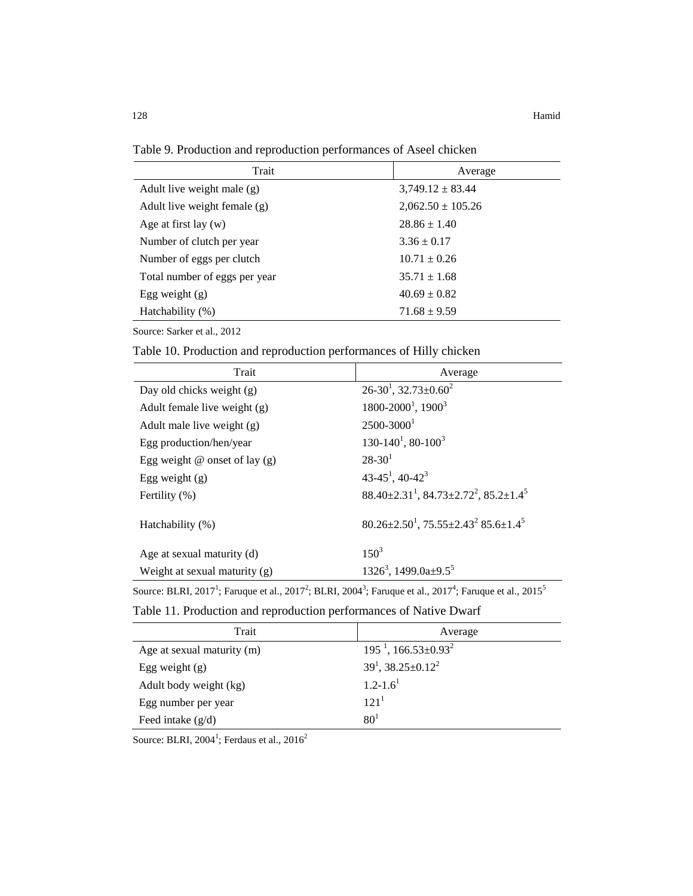Table 9. Production and reproduction performances of Aseel chicken

| Trait | Average |
|---|---|
| Adult live weight male (g) | 3,749.12 ± 83.44 |
| Adult live weight female (g) | 2,062.50 ± 105.26 |
| Age at first lay (w) | 28.86 ± 1.40 |
| Number of clutch per year | 3.36 ± 0.17 |
| Number of eggs per clutch | 10.71 ± 0.26 |
| Total number of eggs per year | 35.71 ± 1.68 |
| Egg weight (g) | 40.69 ± 0.82 |
| Hatchability (%) | 71.68 ± 9.59 |

Source: Sarker et al., 2012

Table 10. Production and reproduction performances of Hilly chicken

| Trait | Average |
|---|---|
| Day old chicks weight (g) | 26-30[1], 32.73±0.60[2] |
| Adult female live weight (g) | 1800-2000[1], 1900[3] |
| Adult male live weight (g) | 2500-3000[1] |
| Egg production/hen/year | 130-140[1], 80-100[3] |
| Egg weight @ onset of lay (g) | 28-30[1] |
| Egg weight (g) | 43-45[1], 40-42[3] |
| Fertility (%) | 88.40±2.31[1], 84.73±2.72[2], 85.2±1.4[5] |
| Hatchability (%) | 80.26±2.50[1], 75.55±2.43[2] 85.6±1.4[5] |
| Age at sexual maturity (d) | 150[3] |
| Weight at sexual maturity (g) | 1326[3], 1499.0a±9.5[5] |

Source: BLRI, 2017[1]; Faruque et al., 2017[2]; BLRI, 2004[3]; Faruque et al., 2017[4]; Faruque et al., 2015[5]

Table 11. Production and reproduction performances of Native Dwarf

| Trait | Average |
|---|---|
| Age at sexual maturity (m) | 195 [1], 166.53±0.93[2] |
| Egg weight (g) | 39[1], 38.25±0.12[2] |
| Adult body weight (kg) | 1.2-1.6[1] |
| Egg number per year | 121[1] |
| Feed intake (g/d) | 80[1] |

Source: BLRI, 2004[1]; Ferdaus et al., 2016[2]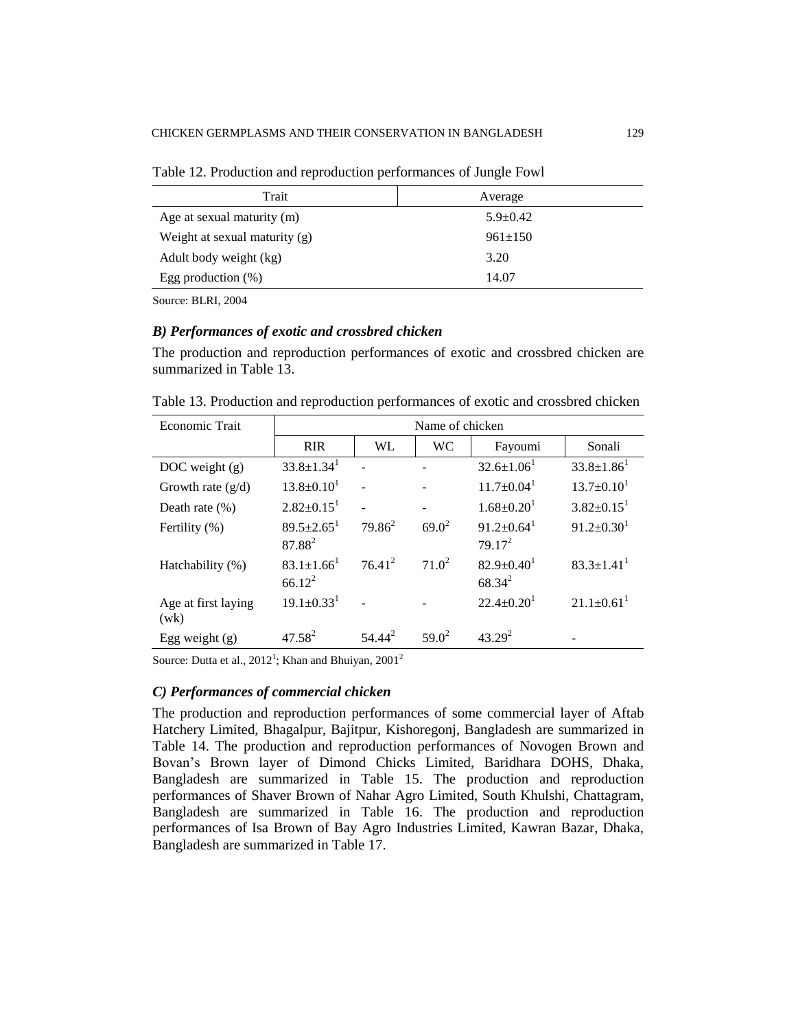Table 12. Production and reproduction performances of Jungle Fowl

| Trait | Average |
|---|---|
| Age at sexual maturity (m) | 5.9±0.42 |
| Weight at sexual maturity (g) | 961±150 |
| Adult body weight (kg) | 3.20 |
| Egg production (%) | 14.07 |

Source: BLRI, 2004

### *B) Performances of exotic and crossbred chicken*

The production and reproduction performances of exotic and crossbred chicken are summarized in Table 13.

Table 13. Production and reproduction performances of exotic and crossbred chicken

| Economic Trait | Name of chicken | | | | |
|---|---|---|---|---|---|
| | RIR | WL | WC | Fayoumi | Sonali |
| DOC weight (g) | 33.8±1.34[1] | - | - | 32.6±1.06[1] | 33.8±1.86[1] |
| Growth rate (g/d) | 13.8±0.10[1] | - | - | 11.7±0.04[1] | 13.7±0.10[1] |
| Death rate (%) | 2.82±0.15[1] | - | - | 1.68±0.20[1] | 3.82±0.15[1] |
| Fertility (%) | 89.5±2.65[1] 87.88[2] | 79.86[2] | 69.0[2] | 91.2±0.64[1] 79.17[2] | 91.2±0.30[1] |
| Hatchability (%) | 83.1±1.66[1] 66.12[2] | 76.41[2] | 71.0[2] | 82.9±0.40[1] 68.34[2] | 83.3±1.41[1] |
| Age at first laying (wk) | 19.1±0.33[1] | - | - | 22.4±0.20[1] | 21.1±0.61[1] |
| Egg weight (g) | 47.58[2] | 54.44[2] | 59.0[2] | 43.29[2] | - |

Source: Dutta et al., 2012[1]; Khan and Bhuiyan, 2001[2]

### *C) Performances of commercial chicken*

The production and reproduction performances of some commercial layer of Aftab Hatchery Limited, Bhagalpur, Bajitpur, Kishoregonj, Bangladesh are summarized in Table 14. The production and reproduction performances of Novogen Brown and Bovan's Brown layer of Dimond Chicks Limited, Baridhara DOHS, Dhaka, Bangladesh are summarized in Table 15. The production and reproduction performances of Shaver Brown of Nahar Agro Limited, South Khulshi, Chattagram, Bangladesh are summarized in Table 16. The production and reproduction performances of Isa Brown of Bay Agro Industries Limited, Kawran Bazar, Dhaka, Bangladesh are summarized in Table 17.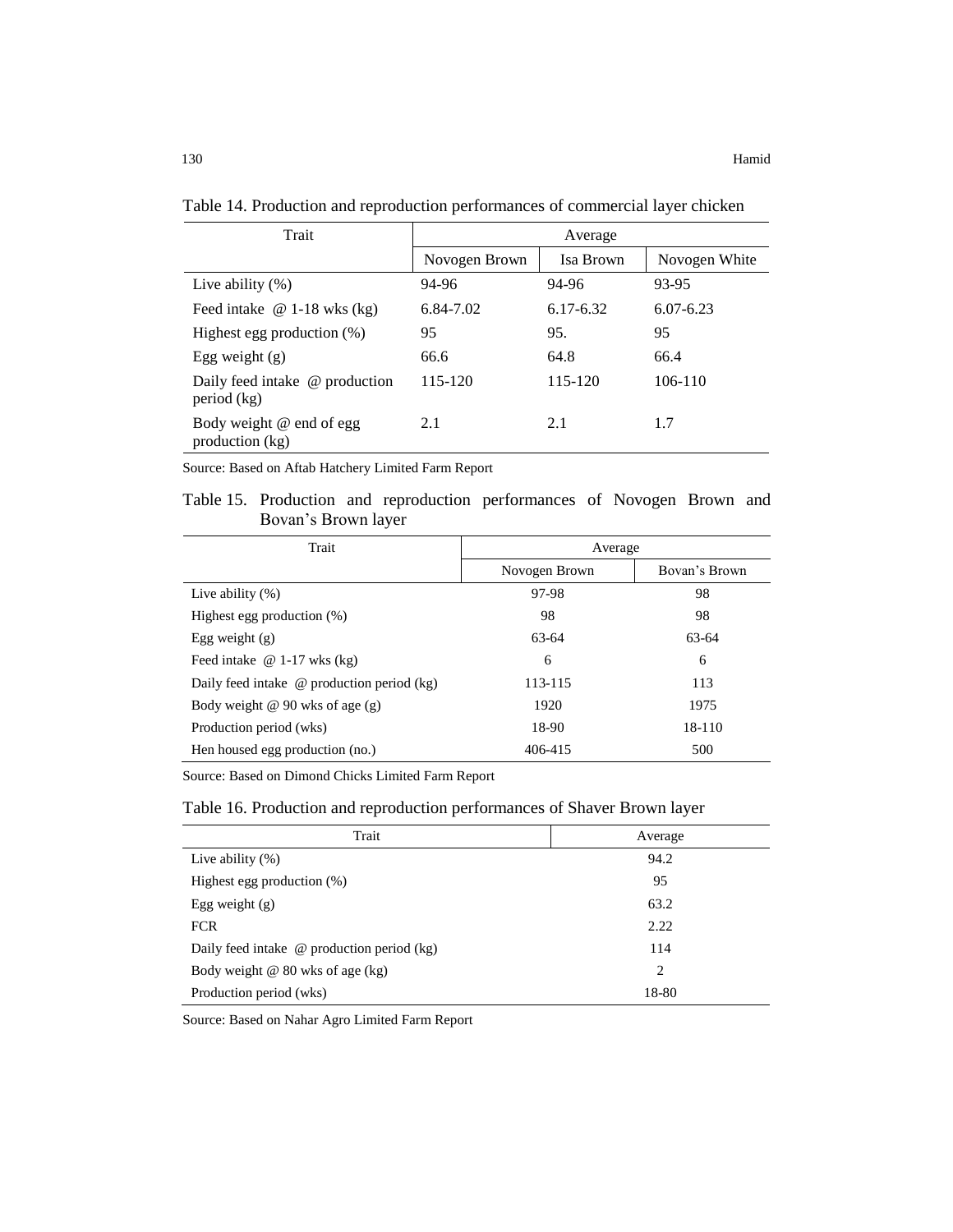Table 14. Production and reproduction performances of commercial layer chicken

| Trait | Average | | |
|---|---|---|---|
| | Novogen Brown | Isa Brown | Novogen White |
| Live ability (%) | 94-96 | 94-96 | 93-95 |
| Feed intake @ 1-18 wks (kg) | 6.84-7.02 | 6.17-6.32 | 6.07-6.23 |
| Highest egg production (%) | 95 | 95. | 95 |
| Egg weight (g) | 66.6 | 64.8 | 66.4 |
| Daily feed intake @ production period (kg) | 115-120 | 115-120 | 106-110 |
| Body weight @ end of egg production (kg) | 2.1 | 2.1 | 1.7 |

Source: Based on Aftab Hatchery Limited Farm Report

Table 15. Production and reproduction performances of Novogen Brown and Bovan's Brown layer

| Trait | Average | |
|---|---|---|
| | Novogen Brown | Bovan's Brown |
| Live ability (%) | 97-98 | 98 |
| Highest egg production (%) | 98 | 98 |
| Egg weight (g) | 63-64 | 63-64 |
| Feed intake @ 1-17 wks (kg) | 6 | 6 |
| Daily feed intake @ production period (kg) | 113-115 | 113 |
| Body weight @ 90 wks of age (g) | 1920 | 1975 |
| Production period (wks) | 18-90 | 18-110 |
| Hen housed egg production (no.) | 406-415 | 500 |

Source: Based on Dimond Chicks Limited Farm Report

Table 16. Production and reproduction performances of Shaver Brown layer

| Trait | Average |
|---|---|
| Live ability (%) | 94.2 |
| Highest egg production (%) | 95 |
| Egg weight (g) | 63.2 |
| FCR | 2.22 |
| Daily feed intake @ production period (kg) | 114 |
| Body weight @ 80 wks of age (kg) | 2 |
| Production period (wks) | 18-80 |

Source: Based on Nahar Agro Limited Farm Report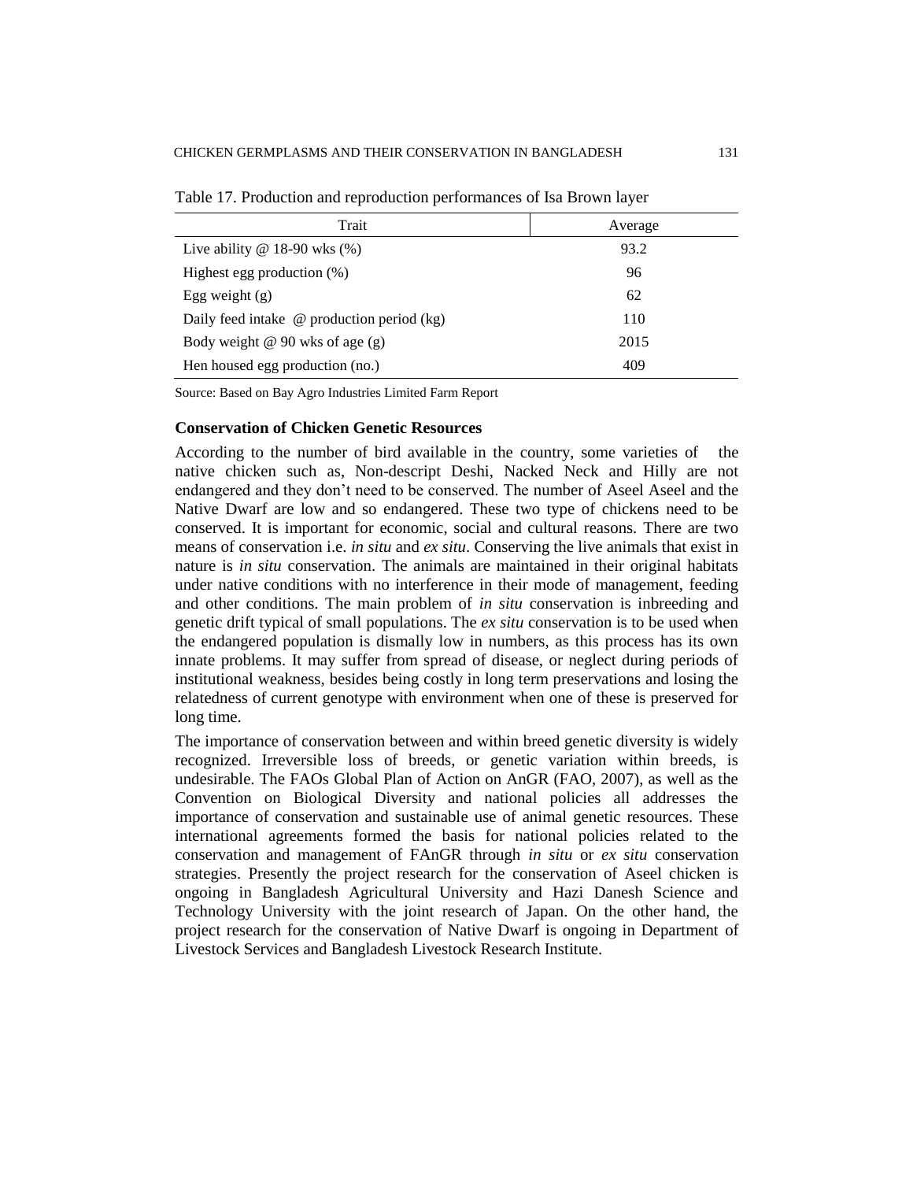Table 17. Production and reproduction performances of Isa Brown layer

| Trait | Average |
|---|---|
| Live ability @ 18-90 wks (%) | 93.2 |
| Highest egg production (%) | 96 |
| Egg weight (g) | 62 |
| Daily feed intake @ production period (kg) | 110 |
| Body weight @ 90 wks of age (g) | 2015 |
| Hen housed egg production (no.) | 409 |

Source: Based on Bay Agro Industries Limited Farm Report

## Conservation of Chicken Genetic Resources

According to the number of bird available in the country, some varieties of the native chicken such as, Non-descript Deshi, Nacked Neck and Hilly are not endangered and they don't need to be conserved. The number of Aseel Aseel and the Native Dwarf are low and so endangered. These two type of chickens need to be conserved. It is important for economic, social and cultural reasons. There are two means of conservation i.e. *in situ* and *ex situ*. Conserving the live animals that exist in nature is *in situ* conservation. The animals are maintained in their original habitats under native conditions with no interference in their mode of management, feeding and other conditions. The main problem of *in situ* conservation is inbreeding and genetic drift typical of small populations. The *ex situ* conservation is to be used when the endangered population is dismally low in numbers, as this process has its own innate problems. It may suffer from spread of disease, or neglect during periods of institutional weakness, besides being costly in long term preservations and losing the relatedness of current genotype with environment when one of these is preserved for long time.

The importance of conservation between and within breed genetic diversity is widely recognized. Irreversible loss of breeds, or genetic variation within breeds, is undesirable. The FAOs Global Plan of Action on AnGR (FAO, 2007), as well as the Convention on Biological Diversity and national policies all addresses the importance of conservation and sustainable use of animal genetic resources. These international agreements formed the basis for national policies related to the conservation and management of FAnGR through *in situ* or *ex situ* conservation strategies. Presently the project research for the conservation of Aseel chicken is ongoing in Bangladesh Agricultural University and Hazi Danesh Science and Technology University with the joint research of Japan. On the other hand, the project research for the conservation of Native Dwarf is ongoing in Department of Livestock Services and Bangladesh Livestock Research Institute.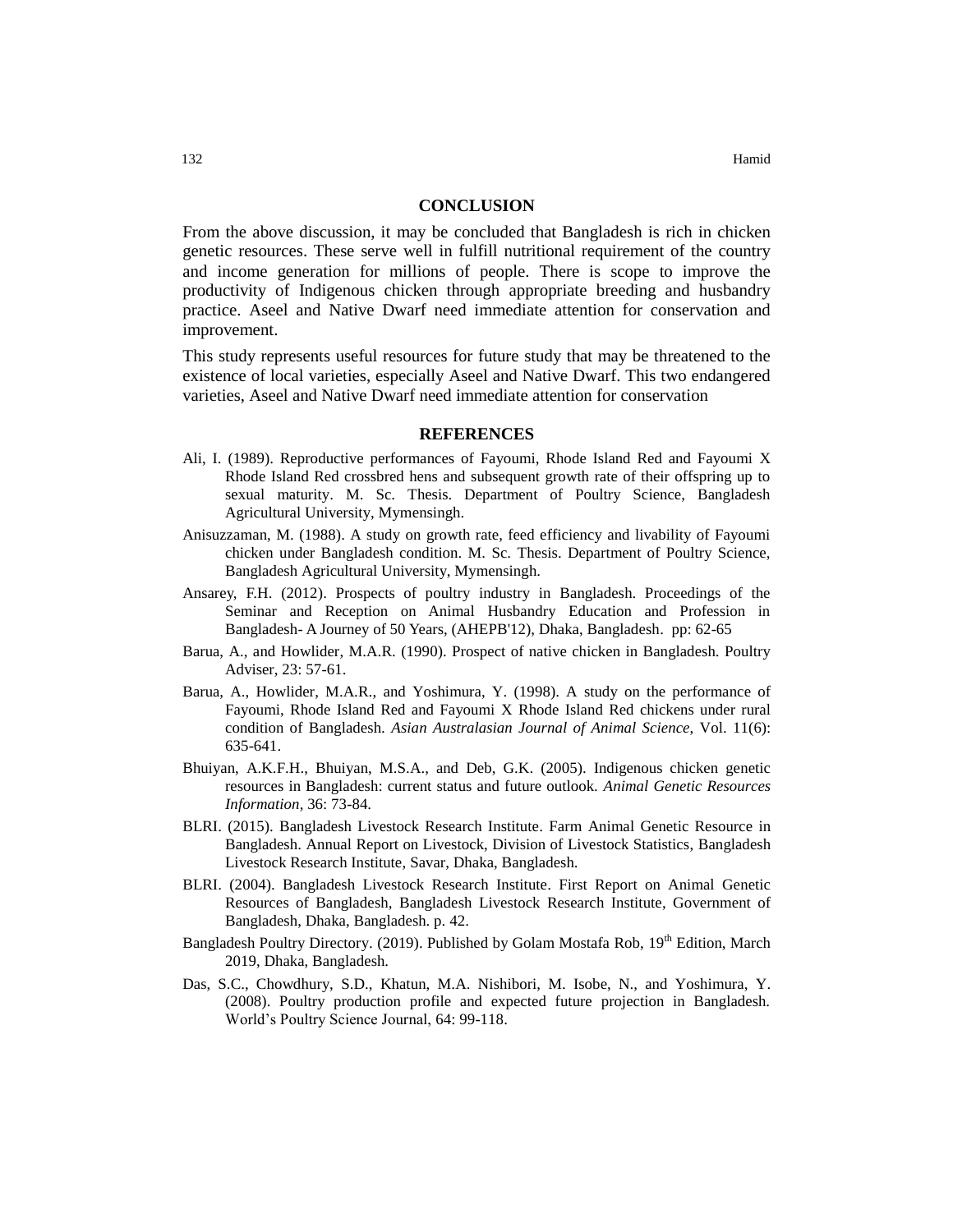## CONCLUSION

From the above discussion, it may be concluded that Bangladesh is rich in chicken genetic resources. These serve well in fulfill nutritional requirement of the country and income generation for millions of people. There is scope to improve the productivity of Indigenous chicken through appropriate breeding and husbandry practice. Aseel and Native Dwarf need immediate attention for conservation and improvement.

This study represents useful resources for future study that may be threatened to the existence of local varieties, especially Aseel and Native Dwarf. This two endangered varieties, Aseel and Native Dwarf need immediate attention for conservation

## REFERENCES

Ali, I. (1989). Reproductive performances of Fayoumi, Rhode Island Red and Fayoumi X Rhode Island Red crossbred hens and subsequent growth rate of their offspring up to sexual maturity. M. Sc. Thesis. Department of Poultry Science, Bangladesh Agricultural University, Mymensingh.

Anisuzzaman, M. (1988). A study on growth rate, feed efficiency and livability of Fayoumi chicken under Bangladesh condition. M. Sc. Thesis. Department of Poultry Science, Bangladesh Agricultural University, Mymensingh.

Ansarey, F.H. (2012). Prospects of poultry industry in Bangladesh. Proceedings of the Seminar and Reception on Animal Husbandry Education and Profession in Bangladesh- A Journey of 50 Years, (AHEPB'12), Dhaka, Bangladesh. pp: 62-65

Barua, A., and Howlider, M.A.R. (1990). Prospect of native chicken in Bangladesh. Poultry Adviser, 23: 57-61.

Barua, A., Howlider, M.A.R., and Yoshimura, Y. (1998). A study on the performance of Fayoumi, Rhode Island Red and Fayoumi X Rhode Island Red chickens under rural condition of Bangladesh. *Asian Australasian Journal of Animal Science*, Vol. 11(6): 635-641.

Bhuiyan, A.K.F.H., Bhuiyan, M.S.A., and Deb, G.K. (2005). Indigenous chicken genetic resources in Bangladesh: current status and future outlook. *Animal Genetic Resources Information*, 36: 73-84.

BLRI. (2015). Bangladesh Livestock Research Institute. Farm Animal Genetic Resource in Bangladesh. Annual Report on Livestock, Division of Livestock Statistics, Bangladesh Livestock Research Institute, Savar, Dhaka, Bangladesh.

BLRI. (2004). Bangladesh Livestock Research Institute. First Report on Animal Genetic Resources of Bangladesh, Bangladesh Livestock Research Institute, Government of Bangladesh, Dhaka, Bangladesh. p. 42.

Bangladesh Poultry Directory. (2019). Published by Golam Mostafa Rob, 19th Edition, March 2019, Dhaka, Bangladesh.

Das, S.C., Chowdhury, S.D., Khatun, M.A. Nishibori, M. Isobe, N., and Yoshimura, Y. (2008). Poultry production profile and expected future projection in Bangladesh. World's Poultry Science Journal, 64: 99-118.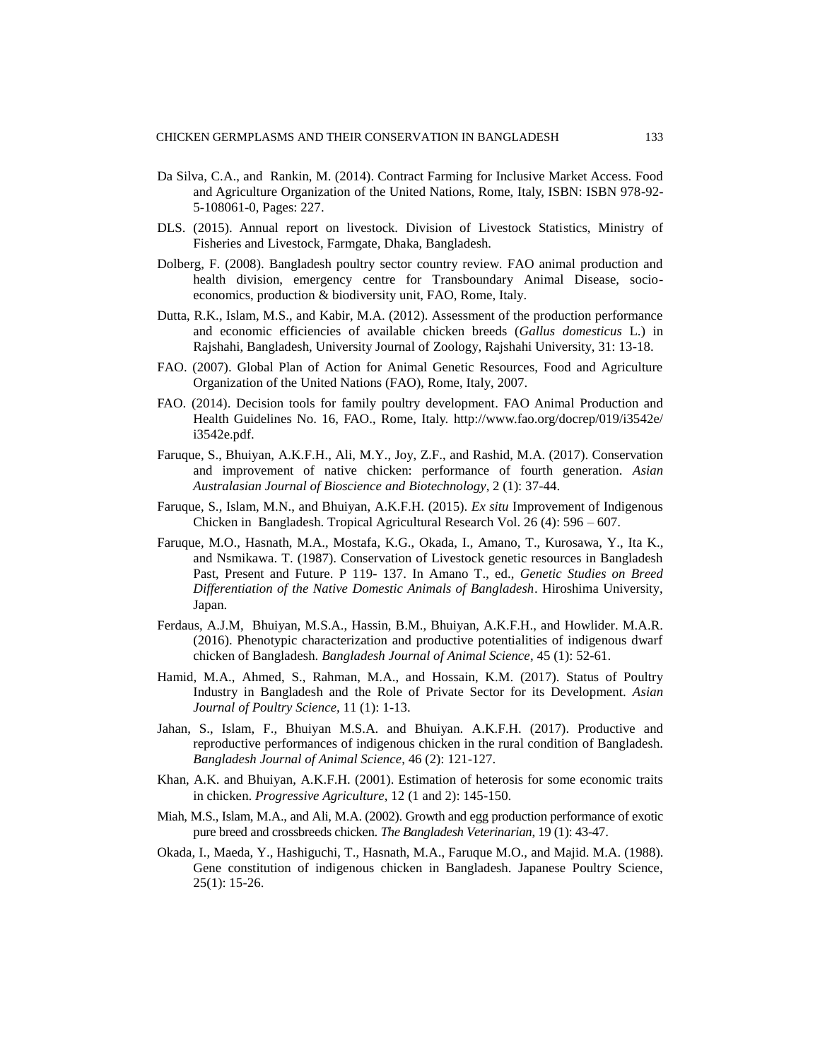Da Silva, C.A., and Rankin, M. (2014). Contract Farming for Inclusive Market Access. Food and Agriculture Organization of the United Nations, Rome, Italy, ISBN: ISBN 978-92-5-108061-0, Pages: 227.

DLS. (2015). Annual report on livestock. Division of Livestock Statistics, Ministry of Fisheries and Livestock, Farmgate, Dhaka, Bangladesh.

Dolberg, F. (2008). Bangladesh poultry sector country review. FAO animal production and health division, emergency centre for Transboundary Animal Disease, socio-economics, production & biodiversity unit, FAO, Rome, Italy.

Dutta, R.K., Islam, M.S., and Kabir, M.A. (2012). Assessment of the production performance and economic efficiencies of available chicken breeds (*Gallus domesticus* L.) in Rajshahi, Bangladesh, University Journal of Zoology, Rajshahi University, 31: 13-18.

FAO. (2007). Global Plan of Action for Animal Genetic Resources, Food and Agriculture Organization of the United Nations (FAO), Rome, Italy, 2007.

FAO. (2014). Decision tools for family poultry development. FAO Animal Production and Health Guidelines No. 16, FAO., Rome, Italy. http://www.fao.org/docrep/019/i3542e/i3542e.pdf.

Faruque, S., Bhuiyan, A.K.F.H., Ali, M.Y., Joy, Z.F., and Rashid, M.A. (2017). Conservation and improvement of native chicken: performance of fourth generation. *Asian Australasian Journal of Bioscience and Biotechnology*, 2 (1): 37-44.

Faruque, S., Islam, M.N., and Bhuiyan, A.K.F.H. (2015). *Ex situ* Improvement of Indigenous Chicken in Bangladesh. Tropical Agricultural Research Vol. 26 (4): 596 – 607.

Faruque, M.O., Hasnath, M.A., Mostafa, K.G., Okada, I., Amano, T., Kurosawa, Y., Ita K., and Nsmikawa. T. (1987). Conservation of Livestock genetic resources in Bangladesh Past, Present and Future. P 119- 137. In Amano T., ed., *Genetic Studies on Breed Differentiation of the Native Domestic Animals of Bangladesh*. Hiroshima University, Japan.

Ferdaus, A.J.M, Bhuiyan, M.S.A., Hassin, B.M., Bhuiyan, A.K.F.H., and Howlider. M.A.R. (2016). Phenotypic characterization and productive potentialities of indigenous dwarf chicken of Bangladesh. *Bangladesh Journal of Animal Science*, 45 (1): 52-61.

Hamid, M.A., Ahmed, S., Rahman, M.A., and Hossain, K.M. (2017). Status of Poultry Industry in Bangladesh and the Role of Private Sector for its Development. *Asian Journal of Poultry Science*, 11 (1): 1-13.

Jahan, S., Islam, F., Bhuiyan M.S.A. and Bhuiyan. A.K.F.H. (2017). Productive and reproductive performances of indigenous chicken in the rural condition of Bangladesh. *Bangladesh Journal of Animal Science*, 46 (2): 121-127.

Khan, A.K. and Bhuiyan, A.K.F.H. (2001). Estimation of heterosis for some economic traits in chicken. *Progressive Agriculture*, 12 (1 and 2): 145-150.

Miah, M.S., Islam, M.A., and Ali, M.A. (2002). Growth and egg production performance of exotic pure breed and crossbreeds chicken. *The Bangladesh Veterinarian*, 19 (1): 43-47.

Okada, I., Maeda, Y., Hashiguchi, T., Hasnath, M.A., Faruque M.O., and Majid. M.A. (1988). Gene constitution of indigenous chicken in Bangladesh. Japanese Poultry Science, 25(1): 15-26.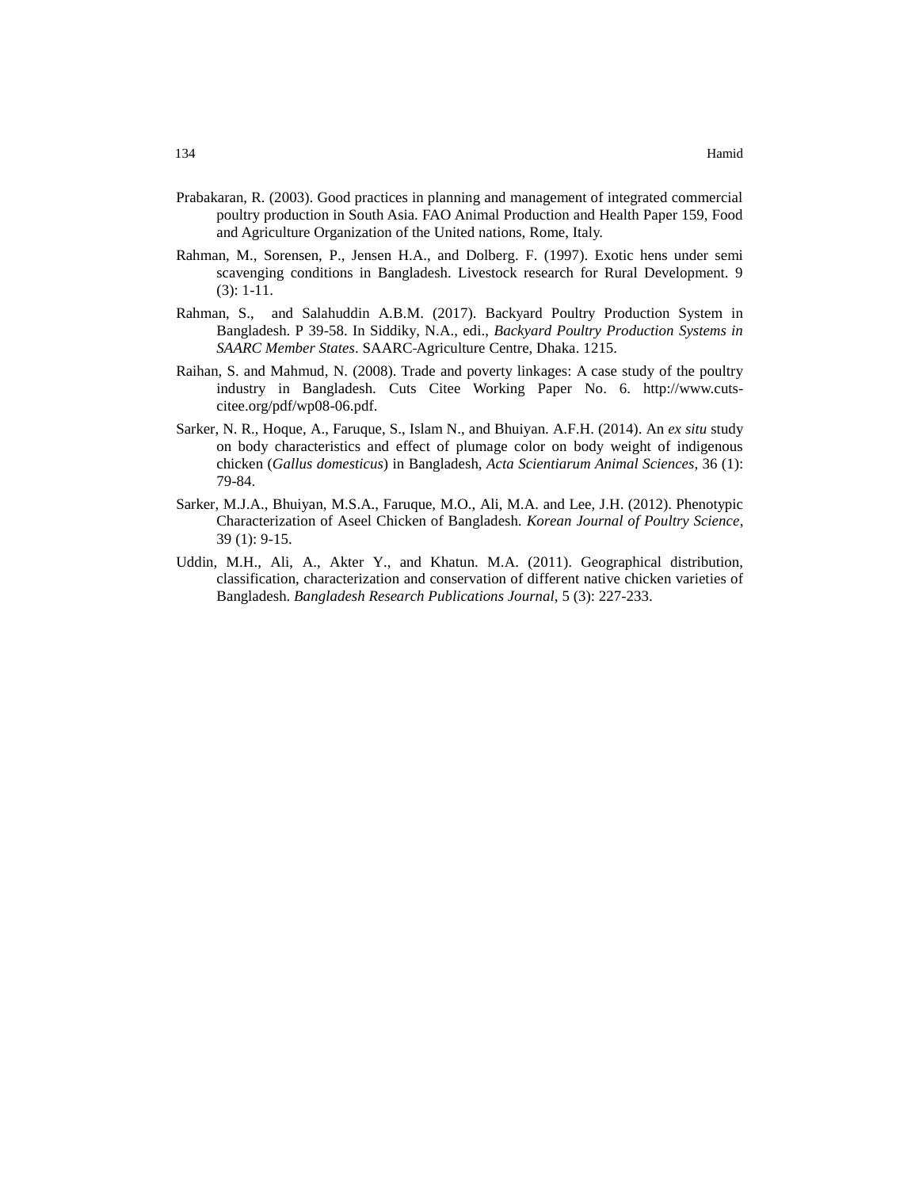Prabakaran, R. (2003). Good practices in planning and management of integrated commercial poultry production in South Asia. FAO Animal Production and Health Paper 159, Food and Agriculture Organization of the United nations, Rome, Italy.

Rahman, M., Sorensen, P., Jensen H.A., and Dolberg. F. (1997). Exotic hens under semi scavenging conditions in Bangladesh. Livestock research for Rural Development. 9 (3): 1-11.

Rahman, S., and Salahuddin A.B.M. (2017). Backyard Poultry Production System in Bangladesh. P 39-58. In Siddiky, N.A., edi., *Backyard Poultry Production Systems in SAARC Member States*. SAARC-Agriculture Centre, Dhaka. 1215.

Raihan, S. and Mahmud, N. (2008). Trade and poverty linkages: A case study of the poultry industry in Bangladesh. Cuts Citee Working Paper No. 6. http://www.cuts-citee.org/pdf/wp08-06.pdf.

Sarker, N. R., Hoque, A., Faruque, S., Islam N., and Bhuiyan. A.F.H. (2014). An *ex situ* study on body characteristics and effect of plumage color on body weight of indigenous chicken (*Gallus domesticus*) in Bangladesh, *Acta Scientiarum Animal Sciences*, 36 (1): 79-84.

Sarker, M.J.A., Bhuiyan, M.S.A., Faruque, M.O., Ali, M.A. and Lee, J.H. (2012). Phenotypic Characterization of Aseel Chicken of Bangladesh. *Korean Journal of Poultry Science*, 39 (1): 9-15.

Uddin, M.H., Ali, A., Akter Y., and Khatun. M.A. (2011). Geographical distribution, classification, characterization and conservation of different native chicken varieties of Bangladesh. *Bangladesh Research Publications Journal*, 5 (3): 227-233.